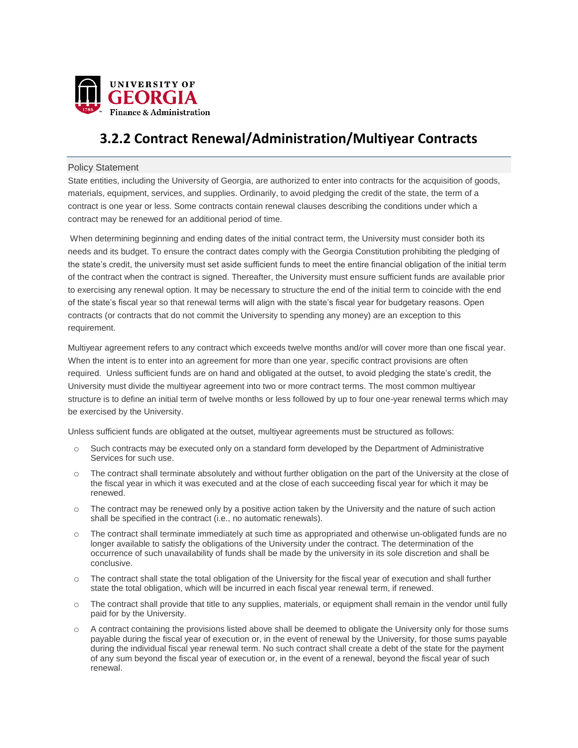UNIVERSITY OF GEORGIA
Finance & Administration

# 3.2.2 Contract Renewal/Administration/Multiyear Contracts

## Policy Statement

State entities, including the University of Georgia, are authorized to enter into contracts for the acquisition of goods, materials, equipment, services, and supplies. Ordinarily, to avoid pledging the credit of the state, the term of a contract is one year or less. Some contracts contain renewal clauses describing the conditions under which a contract may be renewed for an additional period of time.

When determining beginning and ending dates of the initial contract term, the University must consider both its needs and its budget. To ensure the contract dates comply with the Georgia Constitution prohibiting the pledging of the state's credit, the university must set aside sufficient funds to meet the entire financial obligation of the initial term of the contract when the contract is signed. Thereafter, the University must ensure sufficient funds are available prior to exercising any renewal option. It may be necessary to structure the end of the initial term to coincide with the end of the state's fiscal year so that renewal terms will align with the state's fiscal year for budgetary reasons. Open contracts (or contracts that do not commit the University to spending any money) are an exception to this requirement.

Multiyear agreement refers to any contract which exceeds twelve months and/or will cover more than one fiscal year. When the intent is to enter into an agreement for more than one year, specific contract provisions are often required. Unless sufficient funds are on hand and obligated at the outset, to avoid pledging the state's credit, the University must divide the multiyear agreement into two or more contract terms. The most common multiyear structure is to define an initial term of twelve months or less followed by up to four one-year renewal terms which may be exercised by the University.

Unless sufficient funds are obligated at the outset, multiyear agreements must be structured as follows:

- Such contracts may be executed only on a standard form developed by the Department of Administrative Services for such use.
- The contract shall terminate absolutely and without further obligation on the part of the University at the close of the fiscal year in which it was executed and at the close of each succeeding fiscal year for which it may be renewed.
- The contract may be renewed only by a positive action taken by the University and the nature of such action shall be specified in the contract (i.e., no automatic renewals).
- The contract shall terminate immediately at such time as appropriated and otherwise un-obligated funds are no longer available to satisfy the obligations of the University under the contract. The determination of the occurrence of such unavailability of funds shall be made by the university in its sole discretion and shall be conclusive.
- The contract shall state the total obligation of the University for the fiscal year of execution and shall further state the total obligation, which will be incurred in each fiscal year renewal term, if renewed.
- The contract shall provide that title to any supplies, materials, or equipment shall remain in the vendor until fully paid for by the University.
- A contract containing the provisions listed above shall be deemed to obligate the University only for those sums payable during the fiscal year of execution or, in the event of renewal by the University, for those sums payable during the individual fiscal year renewal term. No such contract shall create a debt of the state for the payment of any sum beyond the fiscal year of execution or, in the event of a renewal, beyond the fiscal year of such renewal.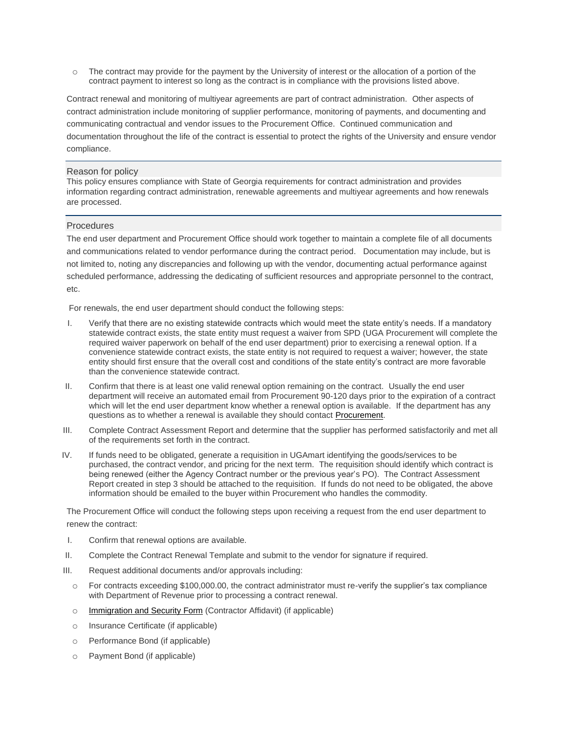- The contract may provide for the payment by the University of interest or the allocation of a portion of the contract payment to interest so long as the contract is in compliance with the provisions listed above.

Contract renewal and monitoring of multiyear agreements are part of contract administration. Other aspects of contract administration include monitoring of supplier performance, monitoring of payments, and documenting and communicating contractual and vendor issues to the Procurement Office. Continued communication and documentation throughout the life of the contract is essential to protect the rights of the University and ensure vendor compliance.

## Reason for policy

This policy ensures compliance with State of Georgia requirements for contract administration and provides information regarding contract administration, renewable agreements and multiyear agreements and how renewals are processed.

## Procedures

The end user department and Procurement Office should work together to maintain a complete file of all documents and communications related to vendor performance during the contract period. Documentation may include, but is not limited to, noting any discrepancies and following up with the vendor, documenting actual performance against scheduled performance, addressing the dedicating of sufficient resources and appropriate personnel to the contract, etc.

For renewals, the end user department should conduct the following steps:

I. Verify that there are no existing statewide contracts which would meet the state entity's needs. If a mandatory statewide contract exists, the state entity must request a waiver from SPD (UGA Procurement will complete the required waiver paperwork on behalf of the end user department) prior to exercising a renewal option. If a convenience statewide contract exists, the state entity is not required to request a waiver; however, the state entity should first ensure that the overall cost and conditions of the state entity's contract are more favorable than the convenience statewide contract.

II. Confirm that there is at least one valid renewal option remaining on the contract. Usually the end user department will receive an automated email from Procurement 90-120 days prior to the expiration of a contract which will let the end user department know whether a renewal option is available. If the department has any questions as to whether a renewal is available they should contact Procurement.

III. Complete Contract Assessment Report and determine that the supplier has performed satisfactorily and met all of the requirements set forth in the contract.

IV. If funds need to be obligated, generate a requisition in UGAmart identifying the goods/services to be purchased, the contract vendor, and pricing for the next term. The requisition should identify which contract is being renewed (either the Agency Contract number or the previous year's PO). The Contract Assessment Report created in step 3 should be attached to the requisition. If funds do not need to be obligated, the above information should be emailed to the buyer within Procurement who handles the commodity.

The Procurement Office will conduct the following steps upon receiving a request from the end user department to renew the contract:

I. Confirm that renewal options are available.

II. Complete the Contract Renewal Template and submit to the vendor for signature if required.

III. Request additional documents and/or approvals including:
   - For contracts exceeding $100,000.00, the contract administrator must re-verify the supplier's tax compliance with Department of Revenue prior to processing a contract renewal.
   - Immigration and Security Form (Contractor Affidavit) (if applicable)
   - Insurance Certificate (if applicable)
   - Performance Bond (if applicable)
   - Payment Bond (if applicable)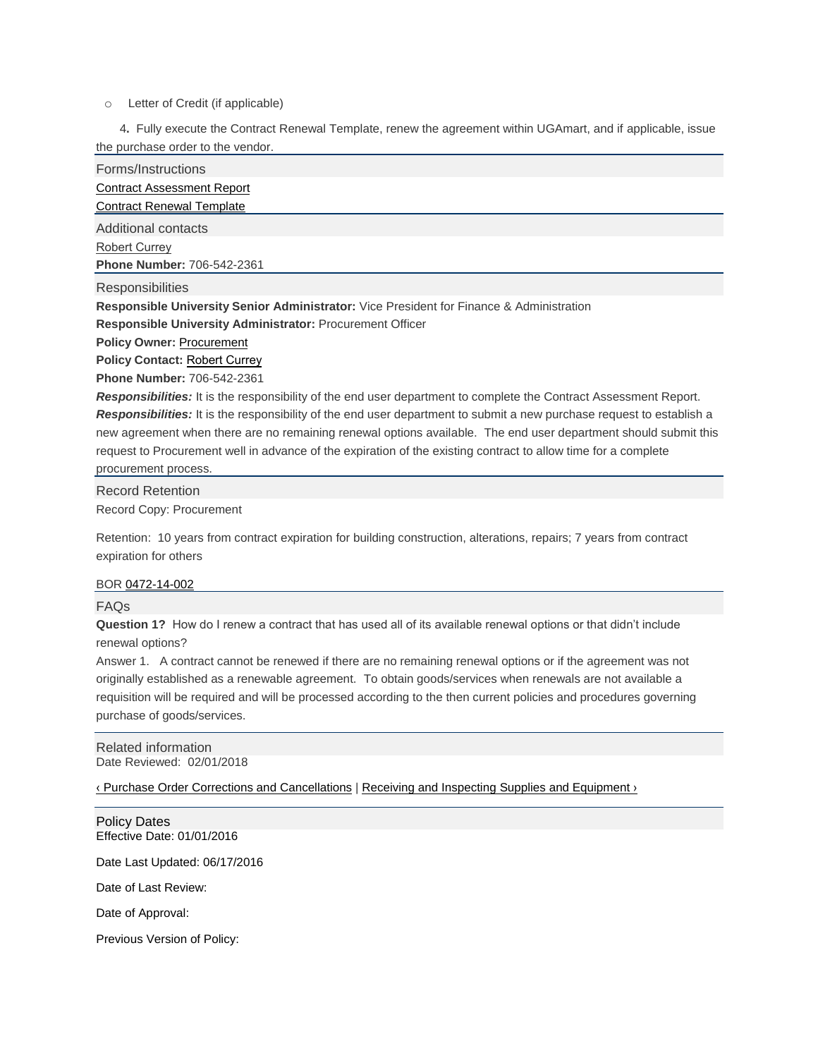- Letter of Credit (if applicable)

4. Fully execute the Contract Renewal Template, renew the agreement within UGAmart, and if applicable, issue the purchase order to the vendor.

## Forms/Instructions

Contract Assessment Report

Contract Renewal Template

## Additional contacts

Robert Currey

**Phone Number:** 706-542-2361

## Responsibilities

**Responsible University Senior Administrator:** Vice President for Finance & Administration

**Responsible University Administrator:** Procurement Officer

**Policy Owner:** Procurement

**Policy Contact:** Robert Currey

**Phone Number:** 706-542-2361

***Responsibilities:*** It is the responsibility of the end user department to complete the Contract Assessment Report.

***Responsibilities:*** It is the responsibility of the end user department to submit a new purchase request to establish a new agreement when there are no remaining renewal options available. The end user department should submit this request to Procurement well in advance of the expiration of the existing contract to allow time for a complete procurement process.

## Record Retention

Record Copy: Procurement

Retention: 10 years from contract expiration for building construction, alterations, repairs; 7 years from contract expiration for others

BOR 0472-14-002

## FAQs

**Question 1?** How do I renew a contract that has used all of its available renewal options or that didn't include renewal options?

Answer 1. A contract cannot be renewed if there are no remaining renewal options or if the agreement was not originally established as a renewable agreement. To obtain goods/services when renewals are not available a requisition will be required and will be processed according to the then current policies and procedures governing purchase of goods/services.

## Related information

Date Reviewed: 02/01/2018

‹ Purchase Order Corrections and Cancellations | Receiving and Inspecting Supplies and Equipment ›

## Policy Dates

Effective Date: 01/01/2016

Date Last Updated: 06/17/2016

Date of Last Review:

Date of Approval:

Previous Version of Policy: